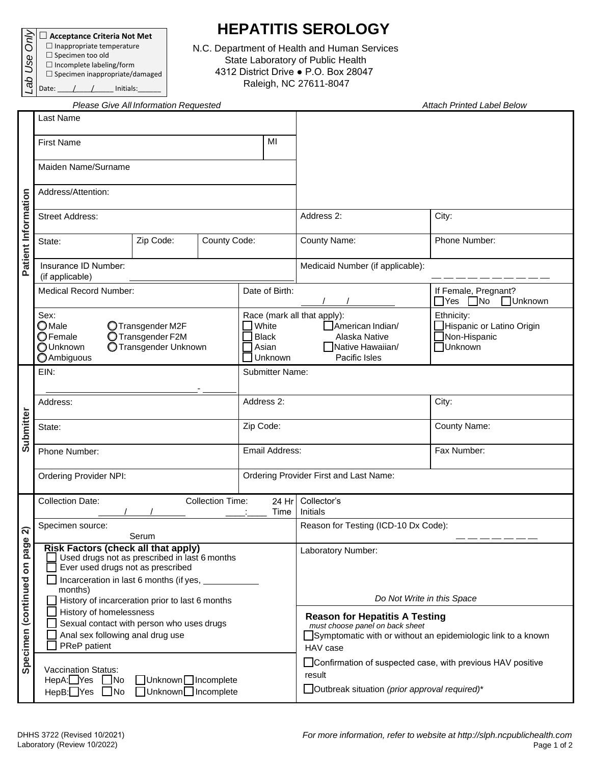| *Lab Use Only* |
|---|
| ☐ **Acceptance Criteria Not Met** |
| ☐ Inappropriate temperature |
| ☐ Specimen too old |
| ☐ Incomplete labeling/form |
| ☐ Specimen inappropriate/damaged |
| Date: \_\_\_\_/\_\_\_\_/\_\_\_\_\_ Initials:\_\_\_\_\_\_ |

# HEPATITIS SEROLOGY

N.C. Department of Health and Human Services
State Laboratory of Public Health
4312 District Drive ● P.O. Box 28047
Raleigh, NC 27611-8047

*Please Give All Information Requested* | *Attach Printed Label Below*

## Patient Information

| | | |
|---|---|---|
| Last Name | | |
| First Name | MI | |
| Maiden Name/Surname | | |
| Address/Attention: | | |
| Street Address: | Address 2: | City: |
| State: / Zip Code: / County Code: | County Name: | Phone Number: |
| Insurance ID Number: (if applicable) | Medicaid Number (if applicable): | |
| Medical Record Number: | Date of Birth: \_\_\_\_/\_\_\_\_/\_\_\_\_\_\_\_\_ | If Female, Pregnant? ☐ Yes ☐ No ☐ Unknown |
| Sex: ◯ Male ◯ Female ◯ Unknown ◯ Ambiguous ◯ Transgender M2F ◯ Transgender F2M ◯ Transgender Unknown | Race (mark all that apply): ☐ White ☐ Black ☐ Asian ☐ Unknown ☐ American Indian/ Alaska Native ☐ Native Hawaiian/ Pacific Isles | Ethnicity: ☐ Hispanic or Latino Origin ☐ Non-Hispanic ☐ Unknown |

## Submitter

| | | |
|---|---|---|
| EIN: \_\_\_\_\_\_\_\_\_\_\_\_\_\_\_\_\_\_\_\_\_\_\_\_\_\_-\_\_\_\_\_\_\_ | Submitter Name: | |
| Address: | Address 2: | City: |
| State: | Zip Code: | County Name: |
| Phone Number: | Email Address: | Fax Number: |
| Ordering Provider NPI: | Ordering Provider First and Last Name: | |

## Specimen (continued on page 2)

| | |
|---|---|
| Collection Date: \_\_\_\_/\_\_\_\_/\_\_\_\_\_\_ Collection Time: \_\_\_\_:\_\_\_\_ 24 Hr Time | Collector's Initials |
| Specimen source: Serum | Reason for Testing (ICD-10 Dx Code): \_ \_ \_ \_ \_ \_ \_ |
| **Risk Factors (check all that apply)** ☐ Used drugs not as prescribed in last 6 months ☐ Ever used drugs not as prescribed ☐ Incarceration in last 6 months (if yes, \_\_\_\_\_\_\_\_\_\_\_ months) ☐ History of incarceration prior to last 6 months ☐ History of homelessness ☐ Sexual contact with person who uses drugs ☐ Anal sex following anal drug use ☐ PReP patient | Laboratory Number: *Do Not Write in this Space* |
| Vaccination Status: HepA: ☐ Yes ☐ No ☐ Unknown ☐ Incomplete HepB: ☐ Yes ☐ No ☐ Unknown ☐ Incomplete | **Reason for Hepatitis A Testing** *must choose panel on back sheet* ☐ Symptomatic with or without an epidemiologic link to a known HAV case ☐ Confirmation of suspected case, with previous HAV positive result ☐ Outbreak situation *(prior approval required)*\* |

DHHS 3722 (Revised 10/2021)
Laboratory (Review 10/2022)

*For more information, refer to website at http://slph.ncpublichealth.com*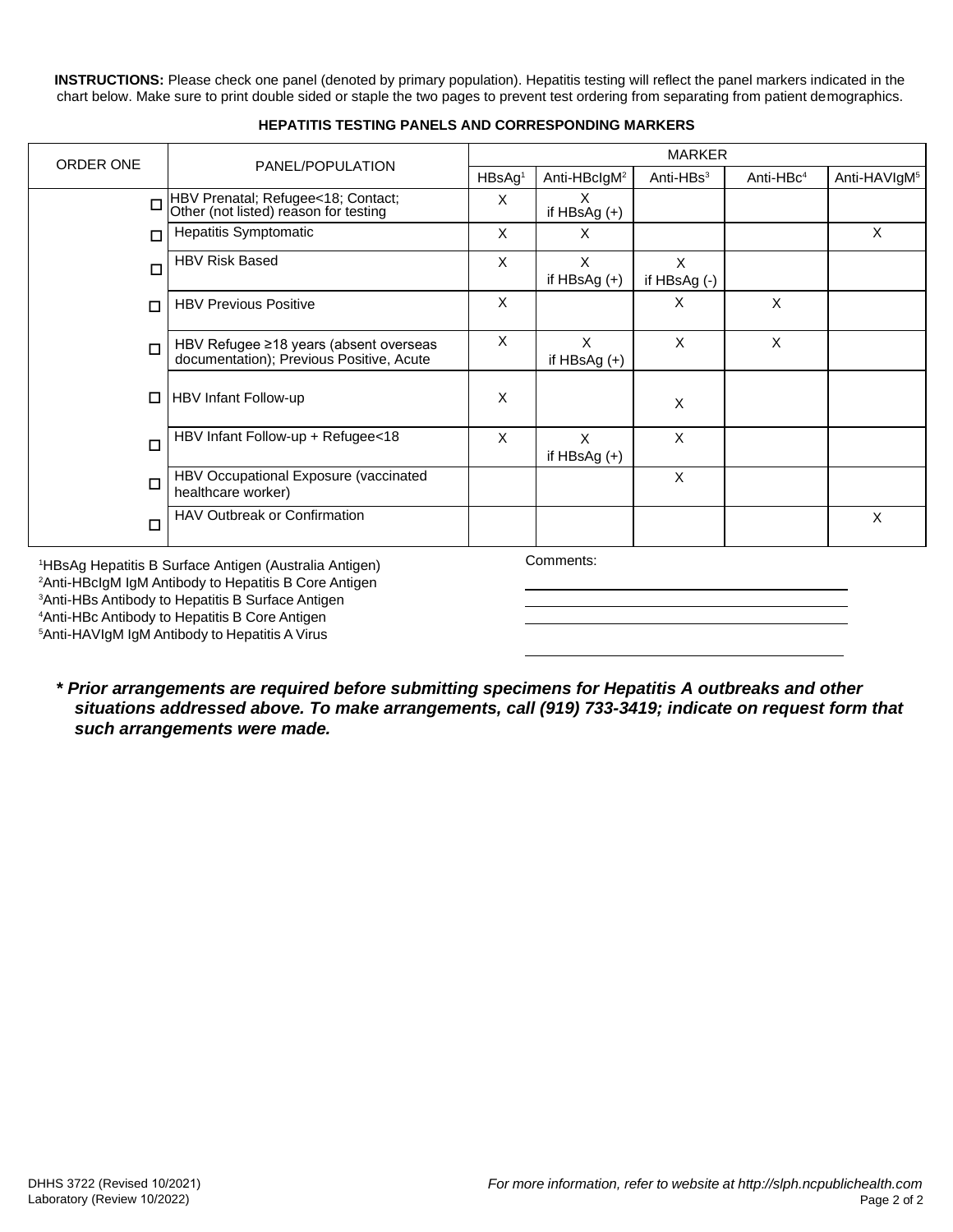**INSTRUCTIONS:** Please check one panel (denoted by primary population). Hepatitis testing will reflect the panel markers indicated in the chart below. Make sure to print double sided or staple the two pages to prevent test ordering from separating from patient demographics.

## HEPATITIS TESTING PANELS AND CORRESPONDING MARKERS

| ORDER ONE | PANEL/POPULATION | MARKER | | | | |
|---|---|---|---|---|---|---|
| | | HBsAg[1] | Anti-HBcIgM[2] | Anti-HBs[3] | Anti-HBc[4] | Anti-HAVIgM[5] |
| ☐ | HBV Prenatal; Refugee<18; Contact; Other (not listed) reason for testing | X | X if HBsAg (+) | | | |
| ☐ | Hepatitis Symptomatic | X | X | | | X |
| ☐ | HBV Risk Based | X | X if HBsAg (+) | X if HBsAg (-) | | |
| ☐ | HBV Previous Positive | X | | X | X | |
| ☐ | HBV Refugee ≥18 years (absent overseas documentation); Previous Positive, Acute | X | X if HBsAg (+) | X | X | |
| ☐ | HBV Infant Follow-up | X | | X | | |
| ☐ | HBV Infant Follow-up + Refugee<18 | X | X if HBsAg (+) | X | | |
| ☐ | HBV Occupational Exposure (vaccinated healthcare worker) | | | X | | |
| ☐ | HAV Outbreak or Confirmation | | | | | X |

[1]HBsAg Hepatitis B Surface Antigen (Australia Antigen)
[2]Anti-HBcIgM IgM Antibody to Hepatitis B Core Antigen
[3]Anti-HBs Antibody to Hepatitis B Surface Antigen
[4]Anti-HBc Antibody to Hepatitis B Core Antigen
[5]Anti-HAVIgM IgM Antibody to Hepatitis A Virus

Comments:

___________________________________________

___________________________________________

___________________________________________

___________________________________________

***\* Prior arrangements are required before submitting specimens for Hepatitis A outbreaks and other situations addressed above. To make arrangements, call (919) 733-3419; indicate on request form that such arrangements were made.***

DHHS 3722 (Revised 10/2021)
Laboratory (Review 10/2022)

*For more information, refer to website at http://slph.ncpublichealth.com*